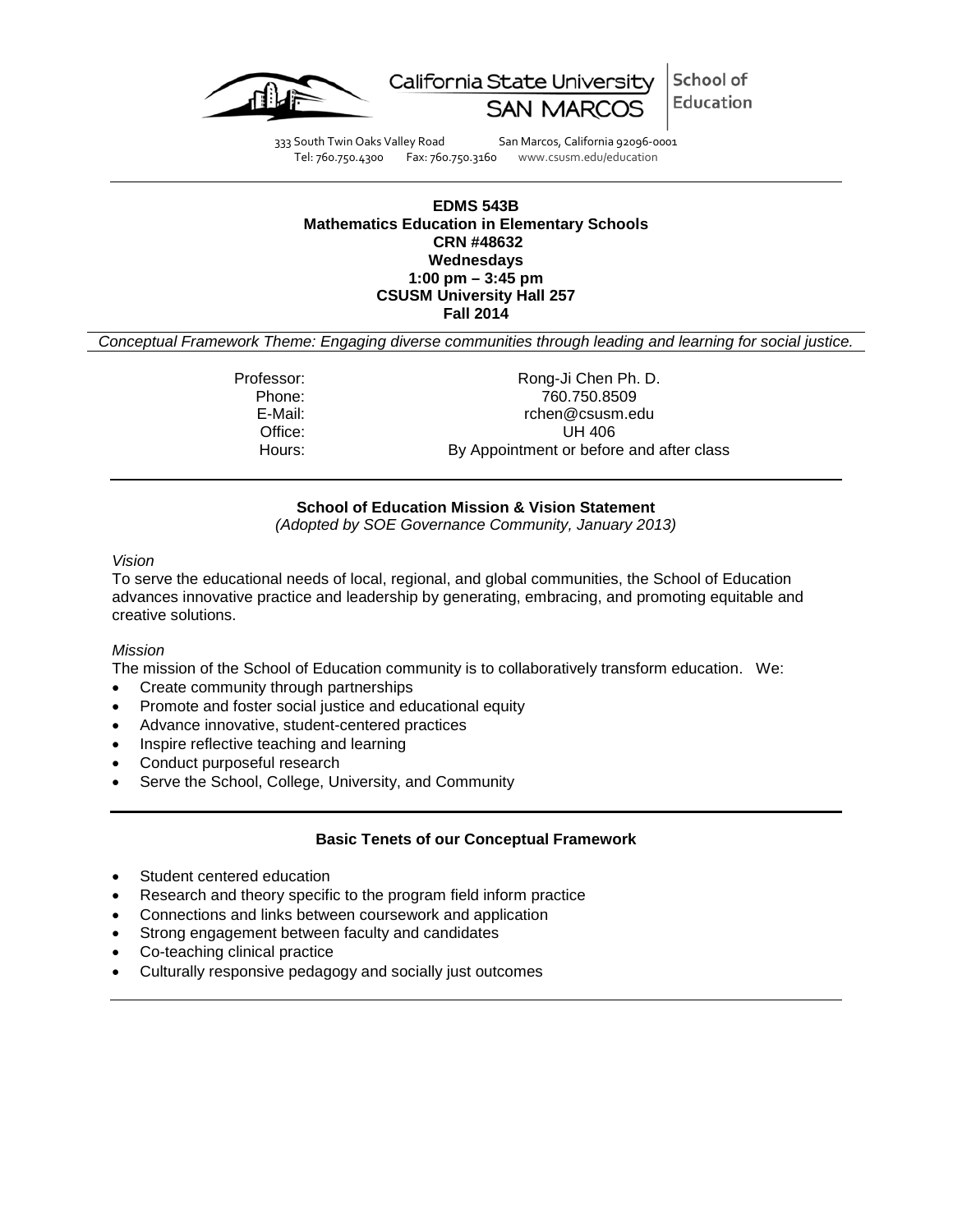California State University SAN MARCOS | School of Education

333 South Twin Oaks Valley Road San Marcos, California 92096-0001
Tel: 760.750.4300 Fax: 760.750.3160 www.csusm.edu/education

**EDMS 543B**
**Mathematics Education in Elementary Schools**
**CRN #48632**
**Wednesdays**
**1:00 pm – 3:45 pm**
**CSUSM University Hall 257**
**Fall 2014**

*Conceptual Framework Theme: Engaging diverse communities through leading and learning for social justice.*

| | |
|---|---|
| Professor: | Rong-Ji Chen Ph. D. |
| Phone: | 760.750.8509 |
| E-Mail: | rchen@csusm.edu |
| Office: | UH 406 |
| Hours: | By Appointment or before and after class |

## School of Education Mission & Vision Statement

*(Adopted by SOE Governance Community, January 2013)*

*Vision*

To serve the educational needs of local, regional, and global communities, the School of Education advances innovative practice and leadership by generating, embracing, and promoting equitable and creative solutions.

*Mission*

The mission of the School of Education community is to collaboratively transform education. We:

- Create community through partnerships
- Promote and foster social justice and educational equity
- Advance innovative, student-centered practices
- Inspire reflective teaching and learning
- Conduct purposeful research
- Serve the School, College, University, and Community

## Basic Tenets of our Conceptual Framework

- Student centered education
- Research and theory specific to the program field inform practice
- Connections and links between coursework and application
- Strong engagement between faculty and candidates
- Co-teaching clinical practice
- Culturally responsive pedagogy and socially just outcomes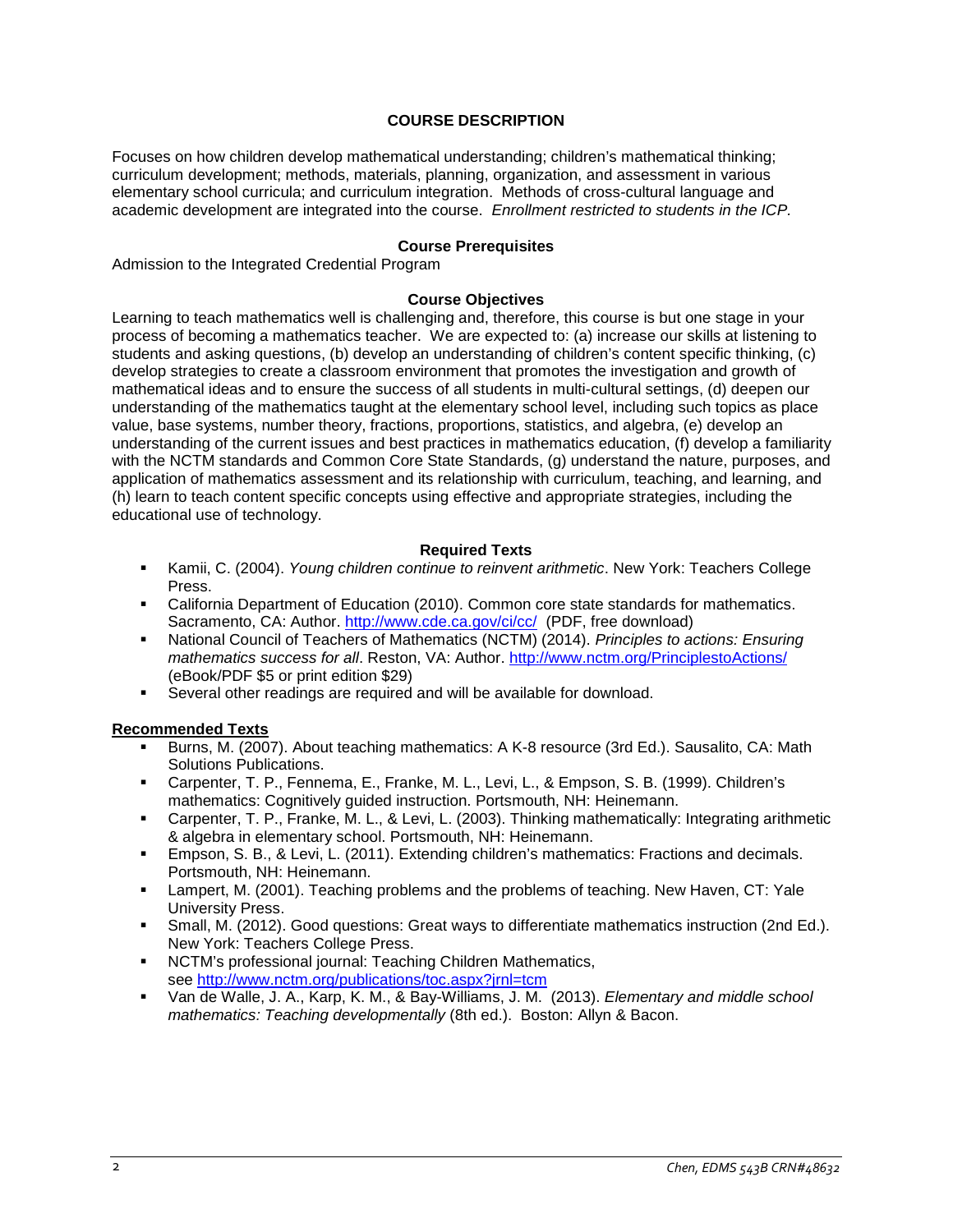## COURSE DESCRIPTION

Focuses on how children develop mathematical understanding; children's mathematical thinking; curriculum development; methods, materials, planning, organization, and assessment in various elementary school curricula; and curriculum integration. Methods of cross-cultural language and academic development are integrated into the course. *Enrollment restricted to students in the ICP.*

### Course Prerequisites

Admission to the Integrated Credential Program

### Course Objectives

Learning to teach mathematics well is challenging and, therefore, this course is but one stage in your process of becoming a mathematics teacher. We are expected to: (a) increase our skills at listening to students and asking questions, (b) develop an understanding of children's content specific thinking, (c) develop strategies to create a classroom environment that promotes the investigation and growth of mathematical ideas and to ensure the success of all students in multi-cultural settings, (d) deepen our understanding of the mathematics taught at the elementary school level, including such topics as place value, base systems, number theory, fractions, proportions, statistics, and algebra, (e) develop an understanding of the current issues and best practices in mathematics education, (f) develop a familiarity with the NCTM standards and Common Core State Standards, (g) understand the nature, purposes, and application of mathematics assessment and its relationship with curriculum, teaching, and learning, and (h) learn to teach content specific concepts using effective and appropriate strategies, including the educational use of technology.

### Required Texts

- Kamii, C. (2004). *Young children continue to reinvent arithmetic*. New York: Teachers College Press.
- California Department of Education (2010). Common core state standards for mathematics. Sacramento, CA: Author. http://www.cde.ca.gov/ci/cc/ (PDF, free download)
- National Council of Teachers of Mathematics (NCTM) (2014). *Principles to actions: Ensuring mathematics success for all*. Reston, VA: Author. http://www.nctm.org/PrinciplestoActions/ (eBook/PDF $5 or print edition $29)
- Several other readings are required and will be available for download.

### Recommended Texts

- Burns, M. (2007). About teaching mathematics: A K-8 resource (3rd Ed.). Sausalito, CA: Math Solutions Publications.
- Carpenter, T. P., Fennema, E., Franke, M. L., Levi, L., & Empson, S. B. (1999). Children's mathematics: Cognitively guided instruction. Portsmouth, NH: Heinemann.
- Carpenter, T. P., Franke, M. L., & Levi, L. (2003). Thinking mathematically: Integrating arithmetic & algebra in elementary school. Portsmouth, NH: Heinemann.
- Empson, S. B., & Levi, L. (2011). Extending children's mathematics: Fractions and decimals. Portsmouth, NH: Heinemann.
- Lampert, M. (2001). Teaching problems and the problems of teaching. New Haven, CT: Yale University Press.
- Small, M. (2012). Good questions: Great ways to differentiate mathematics instruction (2nd Ed.). New York: Teachers College Press.
- NCTM's professional journal: Teaching Children Mathematics, see http://www.nctm.org/publications/toc.aspx?jrnl=tcm
- Van de Walle, J. A., Karp, K. M., & Bay-Williams, J. M. (2013). *Elementary and middle school mathematics: Teaching developmentally* (8th ed.). Boston: Allyn & Bacon.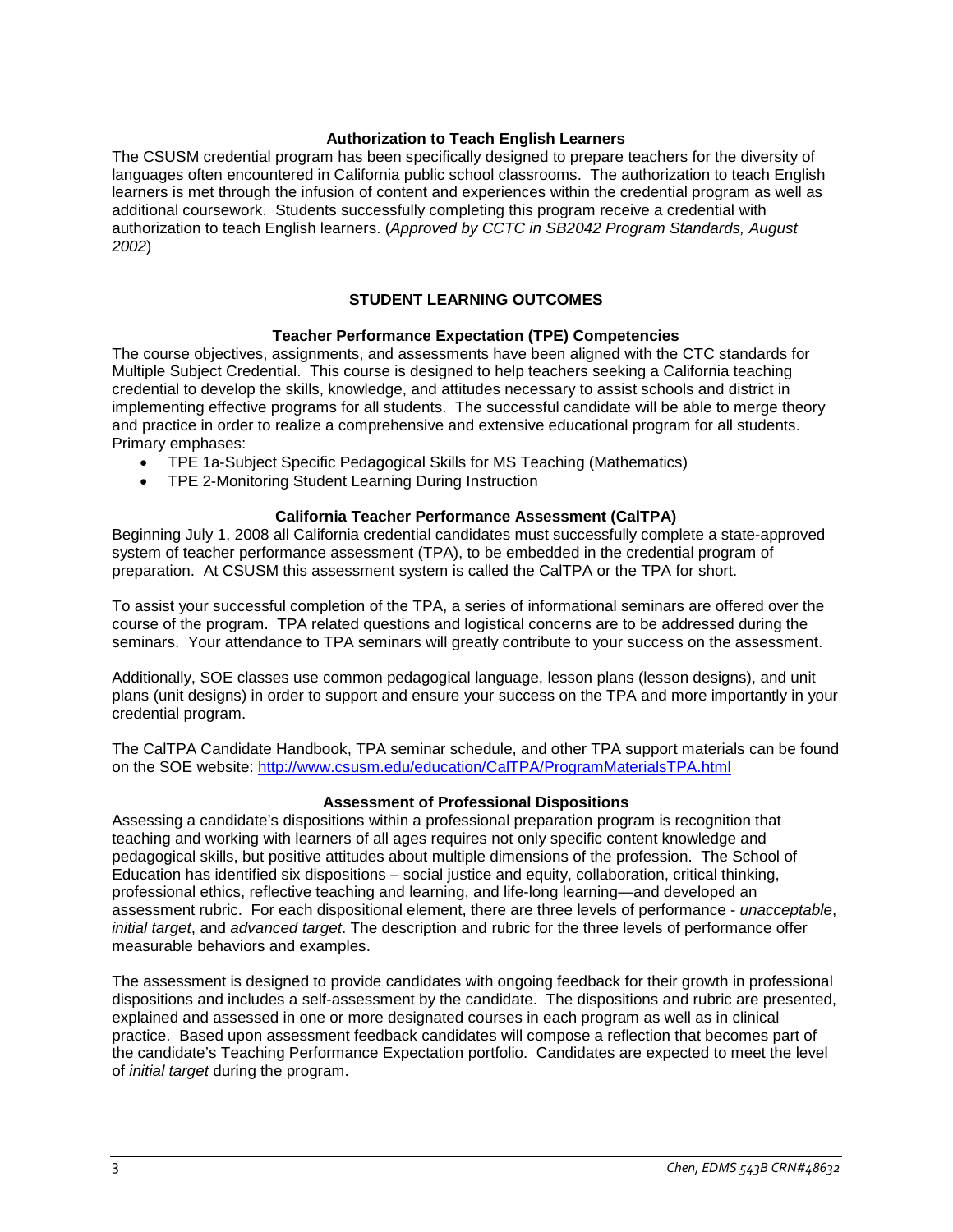### Authorization to Teach English Learners

The CSUSM credential program has been specifically designed to prepare teachers for the diversity of languages often encountered in California public school classrooms. The authorization to teach English learners is met through the infusion of content and experiences within the credential program as well as additional coursework. Students successfully completing this program receive a credential with authorization to teach English learners. (*Approved by CCTC in SB2042 Program Standards, August 2002*)

## STUDENT LEARNING OUTCOMES

### Teacher Performance Expectation (TPE) Competencies

The course objectives, assignments, and assessments have been aligned with the CTC standards for Multiple Subject Credential. This course is designed to help teachers seeking a California teaching credential to develop the skills, knowledge, and attitudes necessary to assist schools and district in implementing effective programs for all students. The successful candidate will be able to merge theory and practice in order to realize a comprehensive and extensive educational program for all students. Primary emphases:

- TPE 1a-Subject Specific Pedagogical Skills for MS Teaching (Mathematics)
- TPE 2-Monitoring Student Learning During Instruction

### California Teacher Performance Assessment (CalTPA)

Beginning July 1, 2008 all California credential candidates must successfully complete a state-approved system of teacher performance assessment (TPA), to be embedded in the credential program of preparation. At CSUSM this assessment system is called the CalTPA or the TPA for short.

To assist your successful completion of the TPA, a series of informational seminars are offered over the course of the program. TPA related questions and logistical concerns are to be addressed during the seminars. Your attendance to TPA seminars will greatly contribute to your success on the assessment.

Additionally, SOE classes use common pedagogical language, lesson plans (lesson designs), and unit plans (unit designs) in order to support and ensure your success on the TPA and more importantly in your credential program.

The CalTPA Candidate Handbook, TPA seminar schedule, and other TPA support materials can be found on the SOE website: [http://www.csusm.edu/education/CalTPA/ProgramMaterialsTPA.html](http://www.csusm.edu/education/CalTPA/ProgramMaterialsTPA.html)

### Assessment of Professional Dispositions

Assessing a candidate's dispositions within a professional preparation program is recognition that teaching and working with learners of all ages requires not only specific content knowledge and pedagogical skills, but positive attitudes about multiple dimensions of the profession. The School of Education has identified six dispositions – social justice and equity, collaboration, critical thinking, professional ethics, reflective teaching and learning, and life-long learning—and developed an assessment rubric. For each dispositional element, there are three levels of performance - *unacceptable*, *initial target*, and *advanced target*. The description and rubric for the three levels of performance offer measurable behaviors and examples.

The assessment is designed to provide candidates with ongoing feedback for their growth in professional dispositions and includes a self-assessment by the candidate. The dispositions and rubric are presented, explained and assessed in one or more designated courses in each program as well as in clinical practice. Based upon assessment feedback candidates will compose a reflection that becomes part of the candidate's Teaching Performance Expectation portfolio. Candidates are expected to meet the level of *initial target* during the program.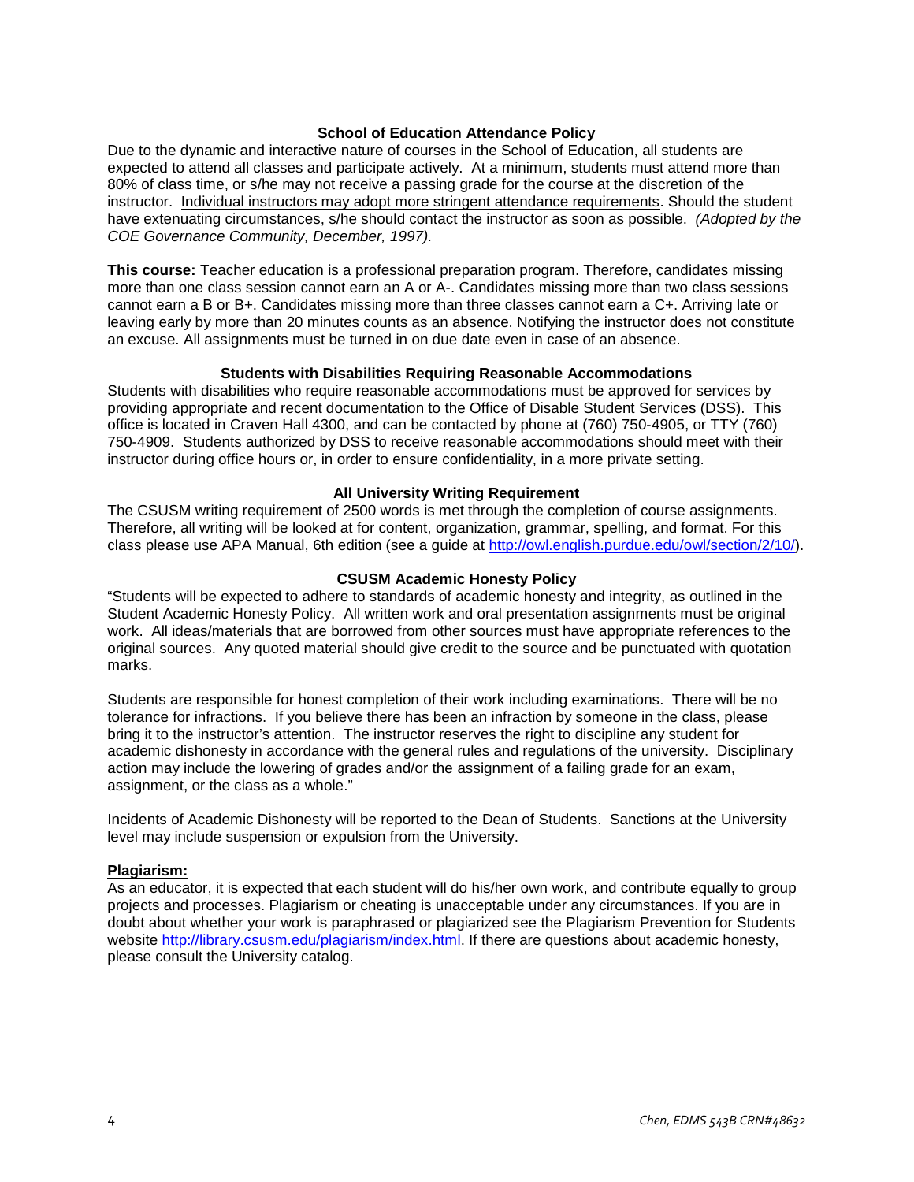### School of Education Attendance Policy

Due to the dynamic and interactive nature of courses in the School of Education, all students are expected to attend all classes and participate actively. At a minimum, students must attend more than 80% of class time, or s/he may not receive a passing grade for the course at the discretion of the instructor. Individual instructors may adopt more stringent attendance requirements. Should the student have extenuating circumstances, s/he should contact the instructor as soon as possible. *(Adopted by the COE Governance Community, December, 1997).*

**This course:** Teacher education is a professional preparation program. Therefore, candidates missing more than one class session cannot earn an A or A-. Candidates missing more than two class sessions cannot earn a B or B+. Candidates missing more than three classes cannot earn a C+. Arriving late or leaving early by more than 20 minutes counts as an absence. Notifying the instructor does not constitute an excuse. All assignments must be turned in on due date even in case of an absence.

### Students with Disabilities Requiring Reasonable Accommodations

Students with disabilities who require reasonable accommodations must be approved for services by providing appropriate and recent documentation to the Office of Disable Student Services (DSS). This office is located in Craven Hall 4300, and can be contacted by phone at (760) 750-4905, or TTY (760) 750-4909. Students authorized by DSS to receive reasonable accommodations should meet with their instructor during office hours or, in order to ensure confidentiality, in a more private setting.

### All University Writing Requirement

The CSUSM writing requirement of 2500 words is met through the completion of course assignments. Therefore, all writing will be looked at for content, organization, grammar, spelling, and format. For this class please use APA Manual, 6th edition (see a guide at http://owl.english.purdue.edu/owl/section/2/10/).

### CSUSM Academic Honesty Policy

"Students will be expected to adhere to standards of academic honesty and integrity, as outlined in the Student Academic Honesty Policy. All written work and oral presentation assignments must be original work. All ideas/materials that are borrowed from other sources must have appropriate references to the original sources. Any quoted material should give credit to the source and be punctuated with quotation marks.

Students are responsible for honest completion of their work including examinations. There will be no tolerance for infractions. If you believe there has been an infraction by someone in the class, please bring it to the instructor's attention. The instructor reserves the right to discipline any student for academic dishonesty in accordance with the general rules and regulations of the university. Disciplinary action may include the lowering of grades and/or the assignment of a failing grade for an exam, assignment, or the class as a whole."

Incidents of Academic Dishonesty will be reported to the Dean of Students. Sanctions at the University level may include suspension or expulsion from the University.

**Plagiarism:**

As an educator, it is expected that each student will do his/her own work, and contribute equally to group projects and processes. Plagiarism or cheating is unacceptable under any circumstances. If you are in doubt about whether your work is paraphrased or plagiarized see the Plagiarism Prevention for Students website http://library.csusm.edu/plagiarism/index.html. If there are questions about academic honesty, please consult the University catalog.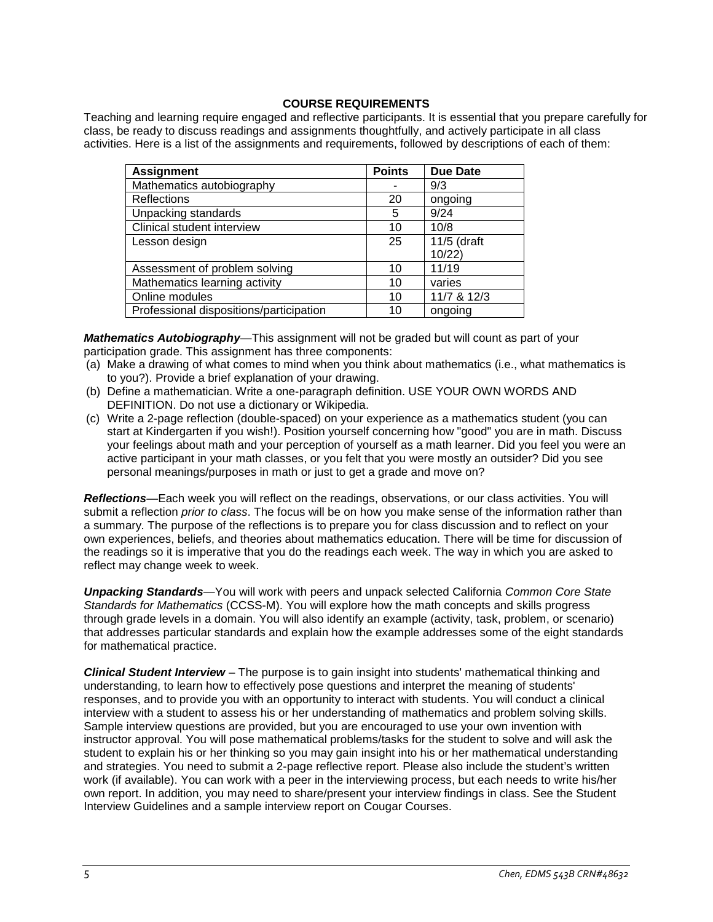## COURSE REQUIREMENTS

Teaching and learning require engaged and reflective participants. It is essential that you prepare carefully for class, be ready to discuss readings and assignments thoughtfully, and actively participate in all class activities. Here is a list of the assignments and requirements, followed by descriptions of each of them:

| Assignment | Points | Due Date |
| --- | --- | --- |
| Mathematics autobiography | - | 9/3 |
| Reflections | 20 | ongoing |
| Unpacking standards | 5 | 9/24 |
| Clinical student interview | 10 | 10/8 |
| Lesson design | 25 | 11/5 (draft 10/22) |
| Assessment of problem solving | 10 | 11/19 |
| Mathematics learning activity | 10 | varies |
| Online modules | 10 | 11/7 & 12/3 |
| Professional dispositions/participation | 10 | ongoing |

***Mathematics Autobiography***—This assignment will not be graded but will count as part of your participation grade. This assignment has three components:

(a) Make a drawing of what comes to mind when you think about mathematics (i.e., what mathematics is to you?). Provide a brief explanation of your drawing.

(b) Define a mathematician. Write a one-paragraph definition. USE YOUR OWN WORDS AND DEFINITION. Do not use a dictionary or Wikipedia.

(c) Write a 2-page reflection (double-spaced) on your experience as a mathematics student (you can start at Kindergarten if you wish!). Position yourself concerning how "good" you are in math. Discuss your feelings about math and your perception of yourself as a math learner. Did you feel you were an active participant in your math classes, or you felt that you were mostly an outsider? Did you see personal meanings/purposes in math or just to get a grade and move on?

***Reflections***—Each week you will reflect on the readings, observations, or our class activities. You will submit a reflection *prior to class*. The focus will be on how you make sense of the information rather than a summary. The purpose of the reflections is to prepare you for class discussion and to reflect on your own experiences, beliefs, and theories about mathematics education. There will be time for discussion of the readings so it is imperative that you do the readings each week. The way in which you are asked to reflect may change week to week.

***Unpacking Standards***—You will work with peers and unpack selected California *Common Core State Standards for Mathematics* (CCSS-M). You will explore how the math concepts and skills progress through grade levels in a domain. You will also identify an example (activity, task, problem, or scenario) that addresses particular standards and explain how the example addresses some of the eight standards for mathematical practice.

***Clinical Student Interview*** – The purpose is to gain insight into students' mathematical thinking and understanding, to learn how to effectively pose questions and interpret the meaning of students' responses, and to provide you with an opportunity to interact with students. You will conduct a clinical interview with a student to assess his or her understanding of mathematics and problem solving skills. Sample interview questions are provided, but you are encouraged to use your own invention with instructor approval. You will pose mathematical problems/tasks for the student to solve and will ask the student to explain his or her thinking so you may gain insight into his or her mathematical understanding and strategies. You need to submit a 2-page reflective report. Please also include the student's written work (if available). You can work with a peer in the interviewing process, but each needs to write his/her own report. In addition, you may need to share/present your interview findings in class. See the Student Interview Guidelines and a sample interview report on Cougar Courses.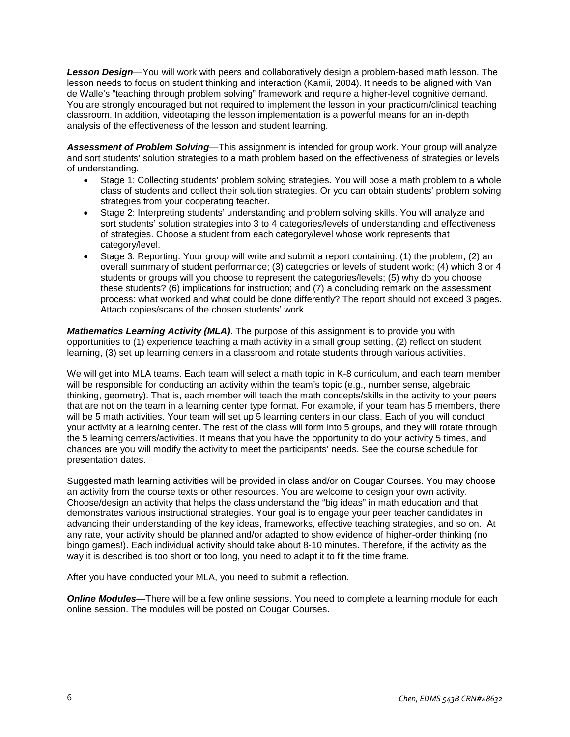***Lesson Design***—You will work with peers and collaboratively design a problem-based math lesson. The lesson needs to focus on student thinking and interaction (Kamii, 2004). It needs to be aligned with Van de Walle's "teaching through problem solving" framework and require a higher-level cognitive demand. You are strongly encouraged but not required to implement the lesson in your practicum/clinical teaching classroom. In addition, videotaping the lesson implementation is a powerful means for an in-depth analysis of the effectiveness of the lesson and student learning.

***Assessment of Problem Solving***—This assignment is intended for group work. Your group will analyze and sort students' solution strategies to a math problem based on the effectiveness of strategies or levels of understanding.

- Stage 1: Collecting students' problem solving strategies. You will pose a math problem to a whole class of students and collect their solution strategies. Or you can obtain students' problem solving strategies from your cooperating teacher.
- Stage 2: Interpreting students' understanding and problem solving skills. You will analyze and sort students' solution strategies into 3 to 4 categories/levels of understanding and effectiveness of strategies. Choose a student from each category/level whose work represents that category/level.
- Stage 3: Reporting. Your group will write and submit a report containing: (1) the problem; (2) an overall summary of student performance; (3) categories or levels of student work; (4) which 3 or 4 students or groups will you choose to represent the categories/levels; (5) why do you choose these students? (6) implications for instruction; and (7) a concluding remark on the assessment process: what worked and what could be done differently? The report should not exceed 3 pages. Attach copies/scans of the chosen students' work.

***Mathematics Learning Activity (MLA)***. The purpose of this assignment is to provide you with opportunities to (1) experience teaching a math activity in a small group setting, (2) reflect on student learning, (3) set up learning centers in a classroom and rotate students through various activities.

We will get into MLA teams. Each team will select a math topic in K-8 curriculum, and each team member will be responsible for conducting an activity within the team's topic (e.g., number sense, algebraic thinking, geometry). That is, each member will teach the math concepts/skills in the activity to your peers that are not on the team in a learning center type format. For example, if your team has 5 members, there will be 5 math activities. Your team will set up 5 learning centers in our class. Each of you will conduct your activity at a learning center. The rest of the class will form into 5 groups, and they will rotate through the 5 learning centers/activities. It means that you have the opportunity to do your activity 5 times, and chances are you will modify the activity to meet the participants' needs. See the course schedule for presentation dates.

Suggested math learning activities will be provided in class and/or on Cougar Courses. You may choose an activity from the course texts or other resources. You are welcome to design your own activity. Choose/design an activity that helps the class understand the "big ideas" in math education and that demonstrates various instructional strategies. Your goal is to engage your peer teacher candidates in advancing their understanding of the key ideas, frameworks, effective teaching strategies, and so on. At any rate, your activity should be planned and/or adapted to show evidence of higher-order thinking (no bingo games!). Each individual activity should take about 8-10 minutes. Therefore, if the activity as the way it is described is too short or too long, you need to adapt it to fit the time frame.

After you have conducted your MLA, you need to submit a reflection.

***Online Modules***—There will be a few online sessions. You need to complete a learning module for each online session. The modules will be posted on Cougar Courses.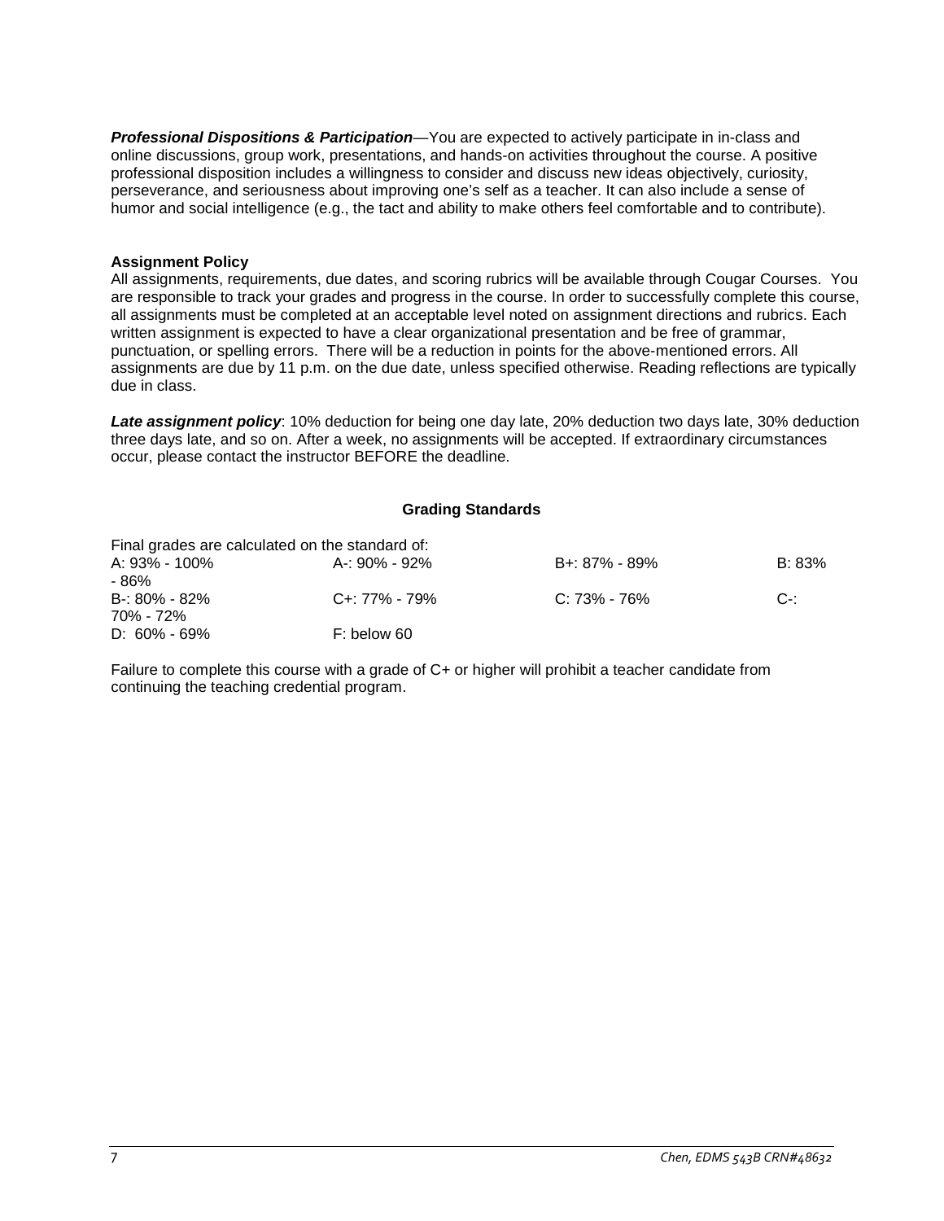***Professional Dispositions & Participation***—You are expected to actively participate in in-class and online discussions, group work, presentations, and hands-on activities throughout the course. A positive professional disposition includes a willingness to consider and discuss new ideas objectively, curiosity, perseverance, and seriousness about improving one's self as a teacher. It can also include a sense of humor and social intelligence (e.g., the tact and ability to make others feel comfortable and to contribute).

**Assignment Policy**

All assignments, requirements, due dates, and scoring rubrics will be available through Cougar Courses. You are responsible to track your grades and progress in the course. In order to successfully complete this course, all assignments must be completed at an acceptable level noted on assignment directions and rubrics. Each written assignment is expected to have a clear organizational presentation and be free of grammar, punctuation, or spelling errors. There will be a reduction in points for the above-mentioned errors. All assignments are due by 11 p.m. on the due date, unless specified otherwise. Reading reflections are typically due in class.

***Late assignment policy***: 10% deduction for being one day late, 20% deduction two days late, 30% deduction three days late, and so on. After a week, no assignments will be accepted. If extraordinary circumstances occur, please contact the instructor BEFORE the deadline.

## Grading Standards

Final grades are calculated on the standard of:

| | | | |
|---|---|---|---|
| A: 93% - 100% | A-: 90% - 92% | B+: 87% - 89% | B: 83% - 86% |
| B-: 80% - 82% | C+: 77% - 79% | C: 73% - 76% | C-: 70% - 72% |
| D: 60% - 69% | F: below 60 | | |

Failure to complete this course with a grade of C+ or higher will prohibit a teacher candidate from continuing the teaching credential program.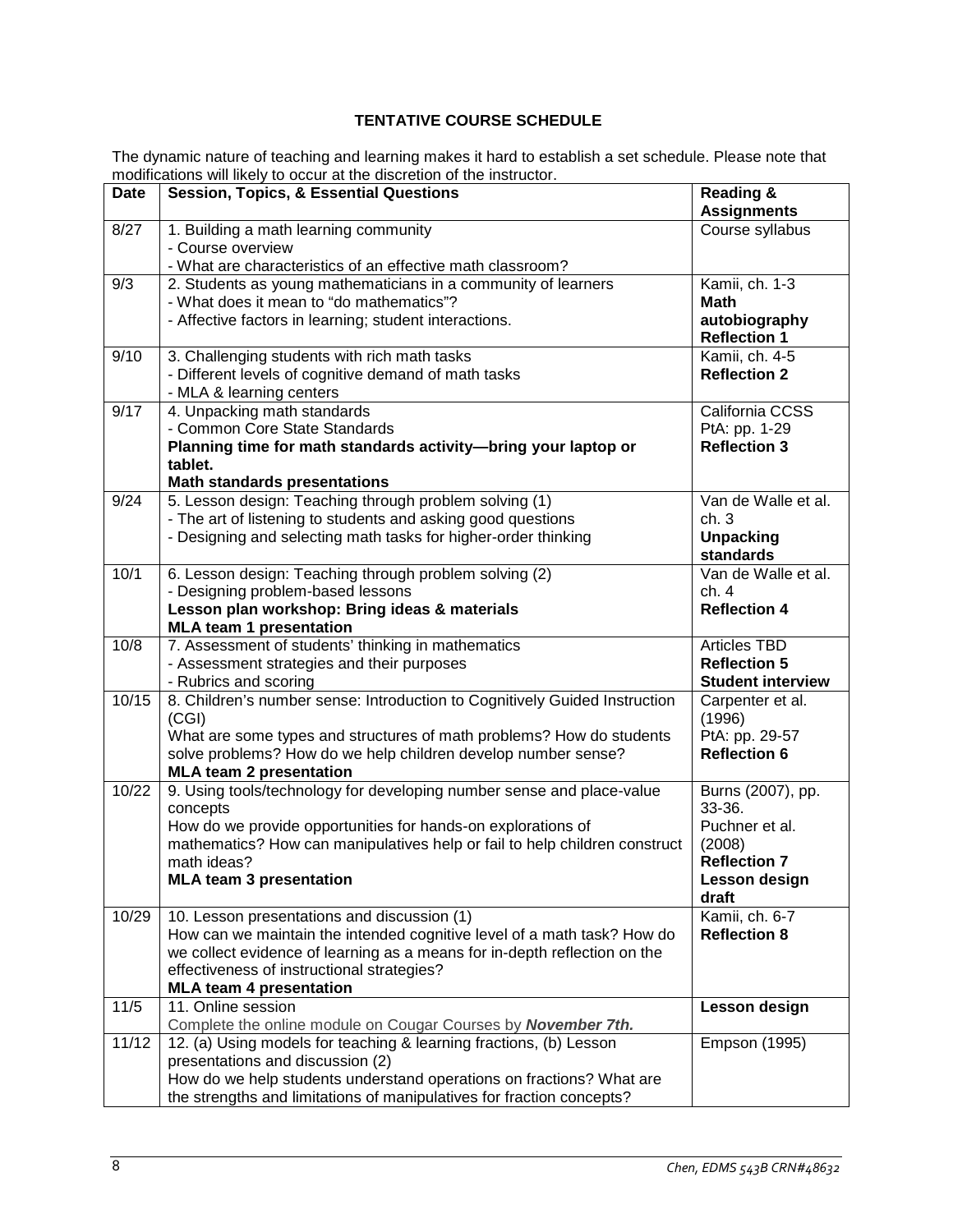# TENTATIVE COURSE SCHEDULE

The dynamic nature of teaching and learning makes it hard to establish a set schedule. Please note that modifications will likely to occur at the discretion of the instructor.

| Date | Session, Topics, & Essential Questions | Reading & Assignments |
|---|---|---|
| 8/27 | 1. Building a math learning community<br>- Course overview<br>- What are characteristics of an effective math classroom? | Course syllabus |
| 9/3 | 2. Students as young mathematicians in a community of learners<br>- What does it mean to "do mathematics"?<br>- Affective factors in learning; student interactions. | Kamii, ch. 1-3<br>**Math autobiography**<br>**Reflection 1** |
| 9/10 | 3. Challenging students with rich math tasks<br>- Different levels of cognitive demand of math tasks<br>- MLA & learning centers | Kamii, ch. 4-5<br>**Reflection 2** |
| 9/17 | 4. Unpacking math standards<br>- Common Core State Standards<br>**Planning time for math standards activity—bring your laptop or tablet.**<br>**Math standards presentations** | California CCSS<br>PtA: pp. 1-29<br>**Reflection 3** |
| 9/24 | 5. Lesson design: Teaching through problem solving (1)<br>- The art of listening to students and asking good questions<br>- Designing and selecting math tasks for higher-order thinking | Van de Walle et al. ch. 3<br>**Unpacking standards** |
| 10/1 | 6. Lesson design: Teaching through problem solving (2)<br>- Designing problem-based lessons<br>**Lesson plan workshop: Bring ideas & materials**<br>**MLA team 1 presentation** | Van de Walle et al. ch. 4<br>**Reflection 4** |
| 10/8 | 7. Assessment of students' thinking in mathematics<br>- Assessment strategies and their purposes<br>- Rubrics and scoring | Articles TBD<br>**Reflection 5**<br>**Student interview** |
| 10/15 | 8. Children's number sense: Introduction to Cognitively Guided Instruction (CGI)<br>What are some types and structures of math problems? How do students solve problems? How do we help children develop number sense?<br>**MLA team 2 presentation** | Carpenter et al. (1996)<br>PtA: pp. 29-57<br>**Reflection 6** |
| 10/22 | 9. Using tools/technology for developing number sense and place-value concepts<br>How do we provide opportunities for hands-on explorations of mathematics? How can manipulatives help or fail to help children construct math ideas?<br>**MLA team 3 presentation** | Burns (2007), pp. 33-36.<br>Puchner et al. (2008)<br>**Reflection 7**<br>**Lesson design draft** |
| 10/29 | 10. Lesson presentations and discussion (1)<br>How can we maintain the intended cognitive level of a math task? How do we collect evidence of learning as a means for in-depth reflection on the effectiveness of instructional strategies?<br>**MLA team 4 presentation** | Kamii, ch. 6-7<br>**Reflection 8** |
| 11/5 | 11. Online session<br>Complete the online module on Cougar Courses by ***November 7th.*** | **Lesson design** |
| 11/12 | 12. (a) Using models for teaching & learning fractions, (b) Lesson presentations and discussion (2)<br>How do we help students understand operations on fractions? What are the strengths and limitations of manipulatives for fraction concepts? | Empson (1995) |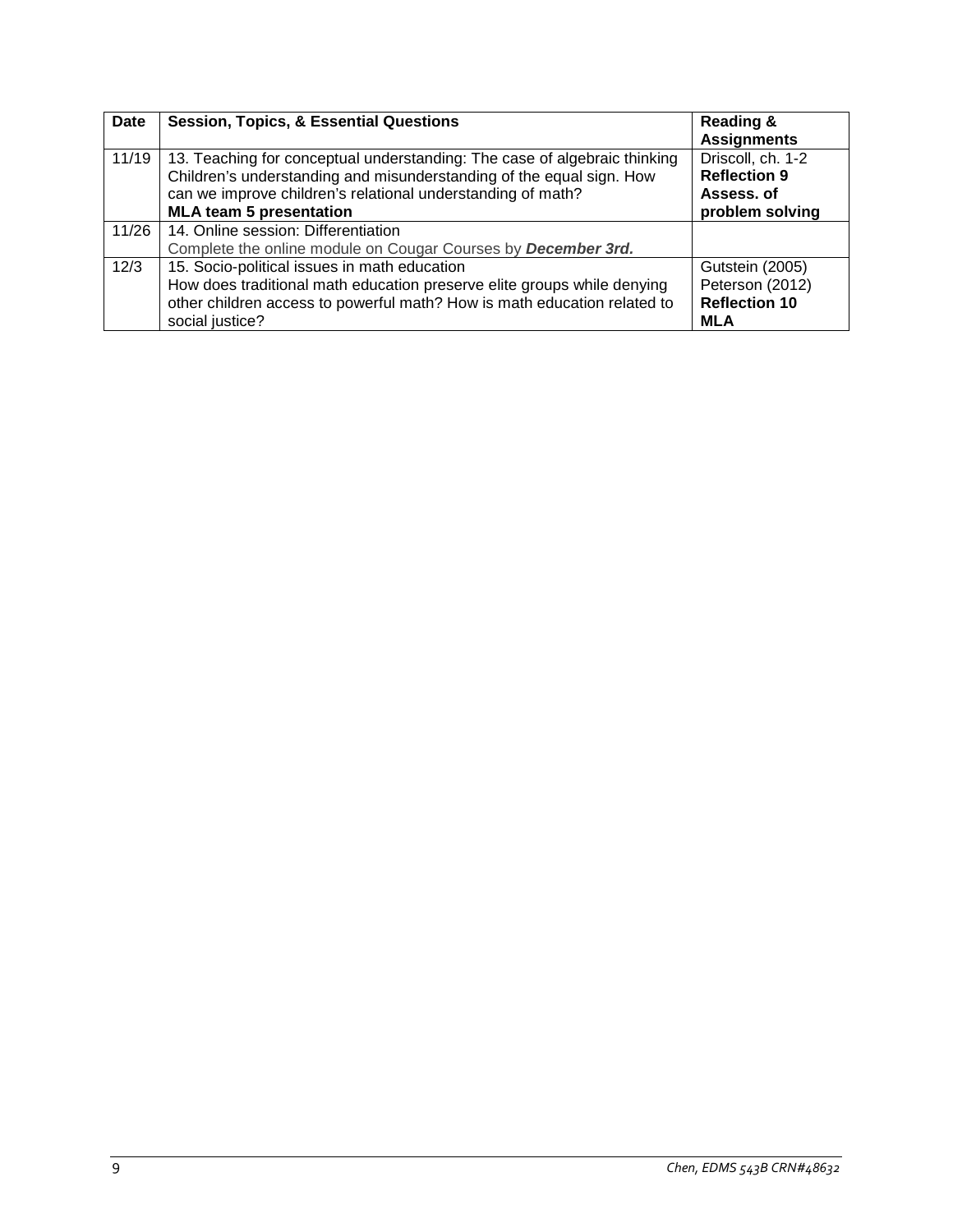| Date | Session, Topics, & Essential Questions | Reading & Assignments |
|---|---|---|
| 11/19 | 13. Teaching for conceptual understanding: The case of algebraic thinking Children's understanding and misunderstanding of the equal sign. How can we improve children's relational understanding of math? **MLA team 5 presentation** | Driscoll, ch. 1-2 **Reflection 9** **Assess. of problem solving** |
| 11/26 | 14. Online session: Differentiation Complete the online module on Cougar Courses by ***December 3rd.*** | |
| 12/3 | 15. Socio-political issues in math education How does traditional math education preserve elite groups while denying other children access to powerful math? How is math education related to social justice? | Gutstein (2005) Peterson (2012) **Reflection 10** **MLA** |